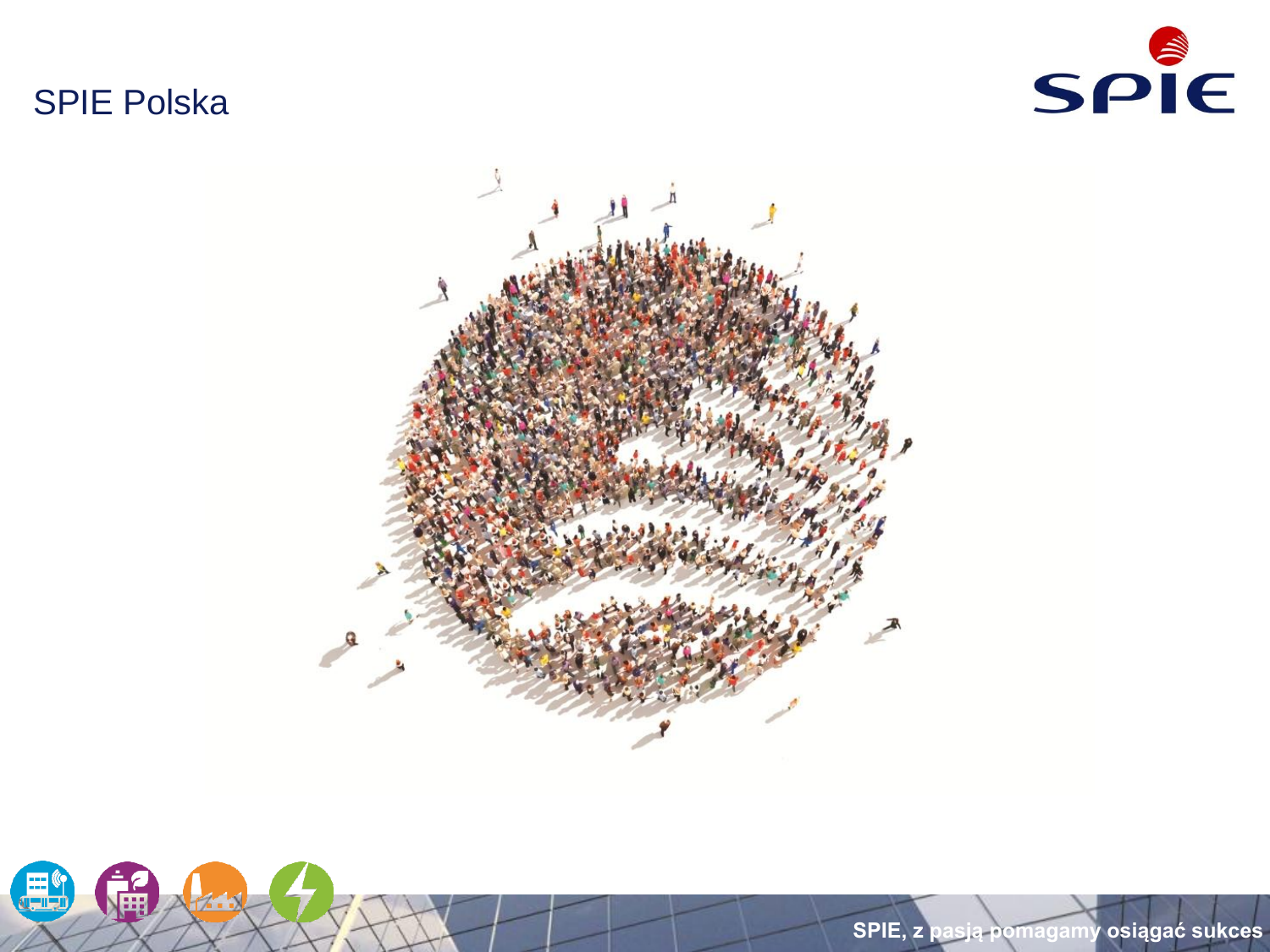# SPIE Polska

SPIE, z pasją pomagamy osiągać sukces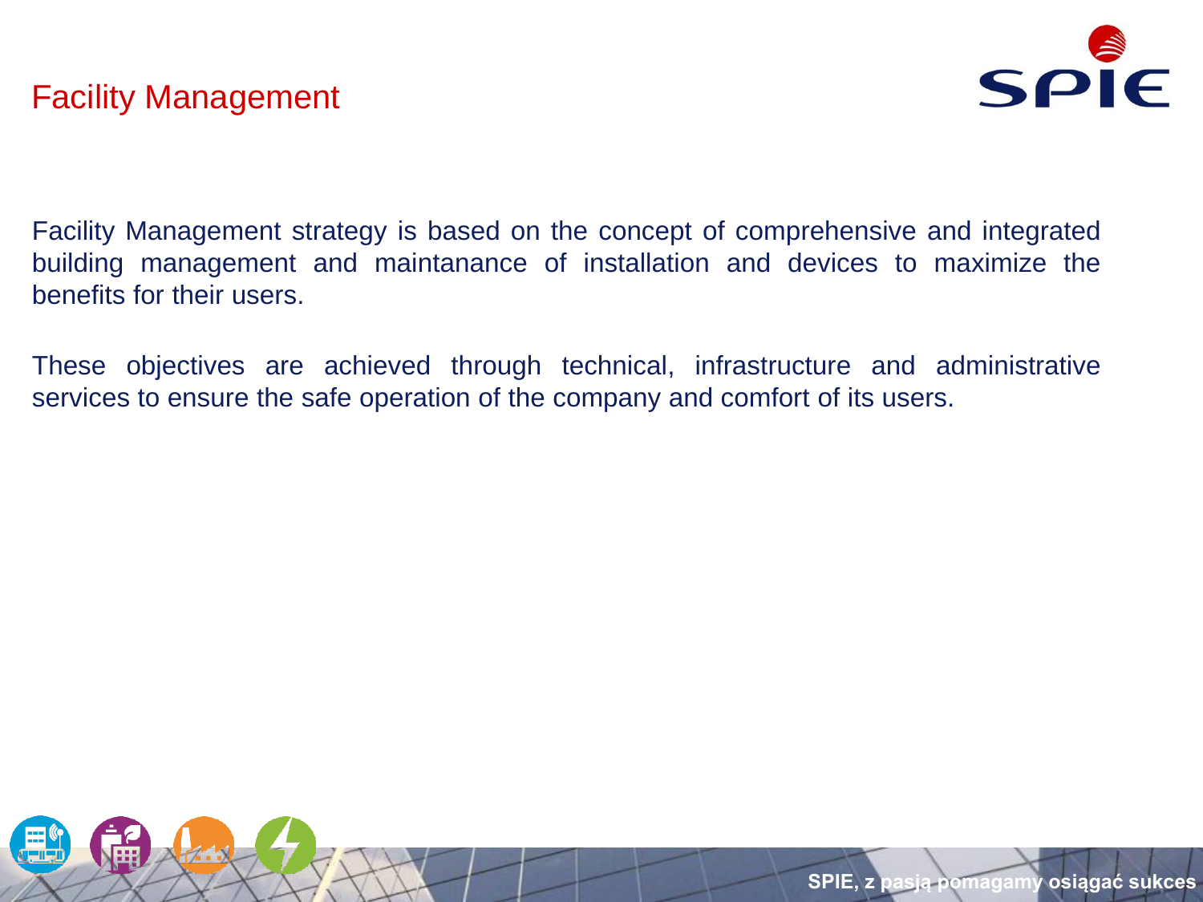# Facility Management

Facility Management strategy is based on the concept of comprehensive and integrated building management and maintanance of installation and devices to maximize the benefits for their users.

These objectives are achieved through technical, infrastructure and administrative services to ensure the safe operation of the company and comfort of its users.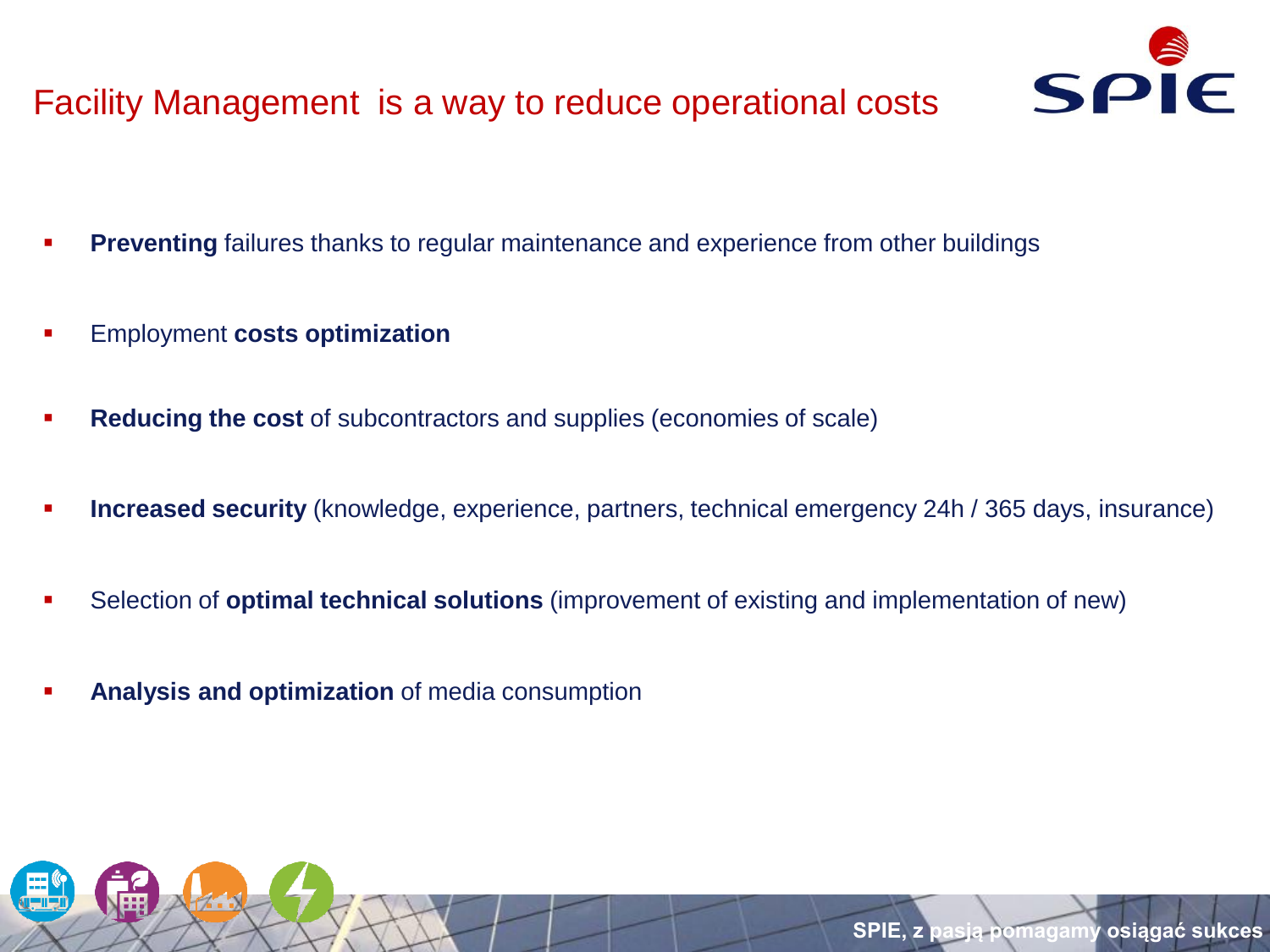# Facility Management is a way to reduce operational costs

- **Preventing** failures thanks to regular maintenance and experience from other buildings
- Employment **costs optimization**
- **Reducing the cost** of subcontractors and supplies (economies of scale)
- **Increased security** (knowledge, experience, partners, technical emergency 24h / 365 days, insurance)
- Selection of **optimal technical solutions** (improvement of existing and implementation of new)
- **Analysis and optimization** of media consumption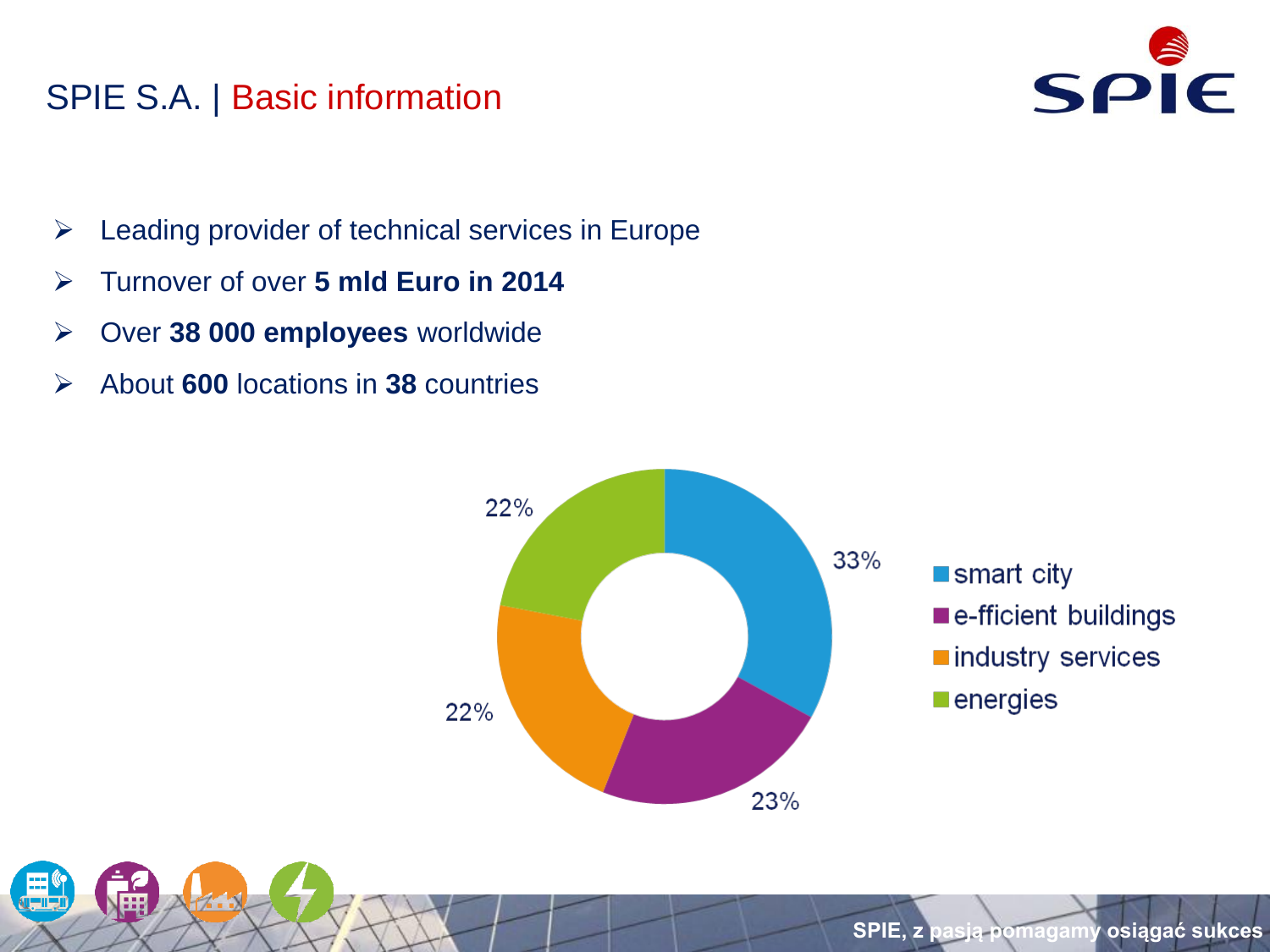# SPIE S.A. | Basic information

- Leading provider of technical services in Europe
- Turnover of over **5 mld Euro in 2014**
- Over **38 000 employees** worldwide
- About **600** locations in **38** countries

| Segment | Share |
| --- | --- |
| smart city | 33% |
| e-fficient buildings | 23% |
| industry services | 22% |
| energies | 22% |

SPIE, z pasją pomagamy osiągać sukces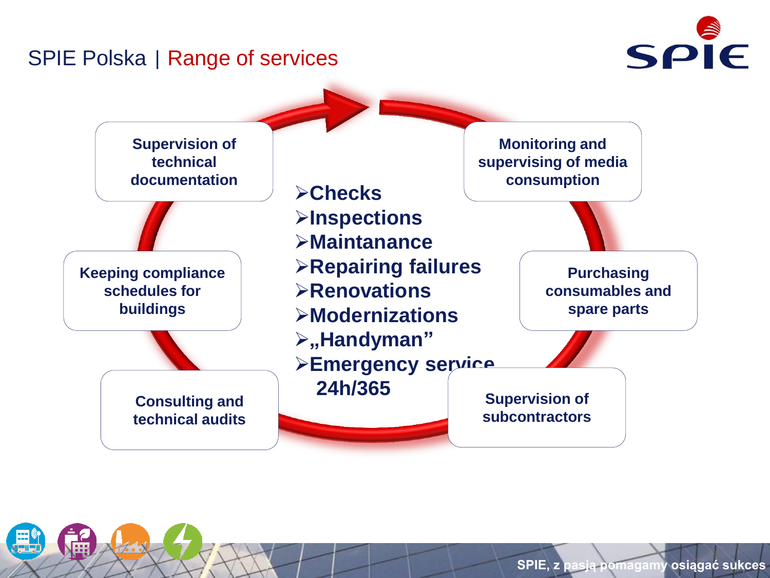# SPIE Polska | Range of services

**Supervision of technical documentation**

**Monitoring and supervising of media consumption**

**Keeping compliance schedules for buildings**

**Purchasing consumables and spare parts**

**Consulting and technical audits**

**Supervision of subcontractors**

- **Checks**
- **Inspections**
- **Maintanance**
- **Repairing failures**
- **Renovations**
- **Modernizations**
- **„Handyman”**
- **Emergency service 24h/365**

SPIE, z pasją pomagamy osiągać sukces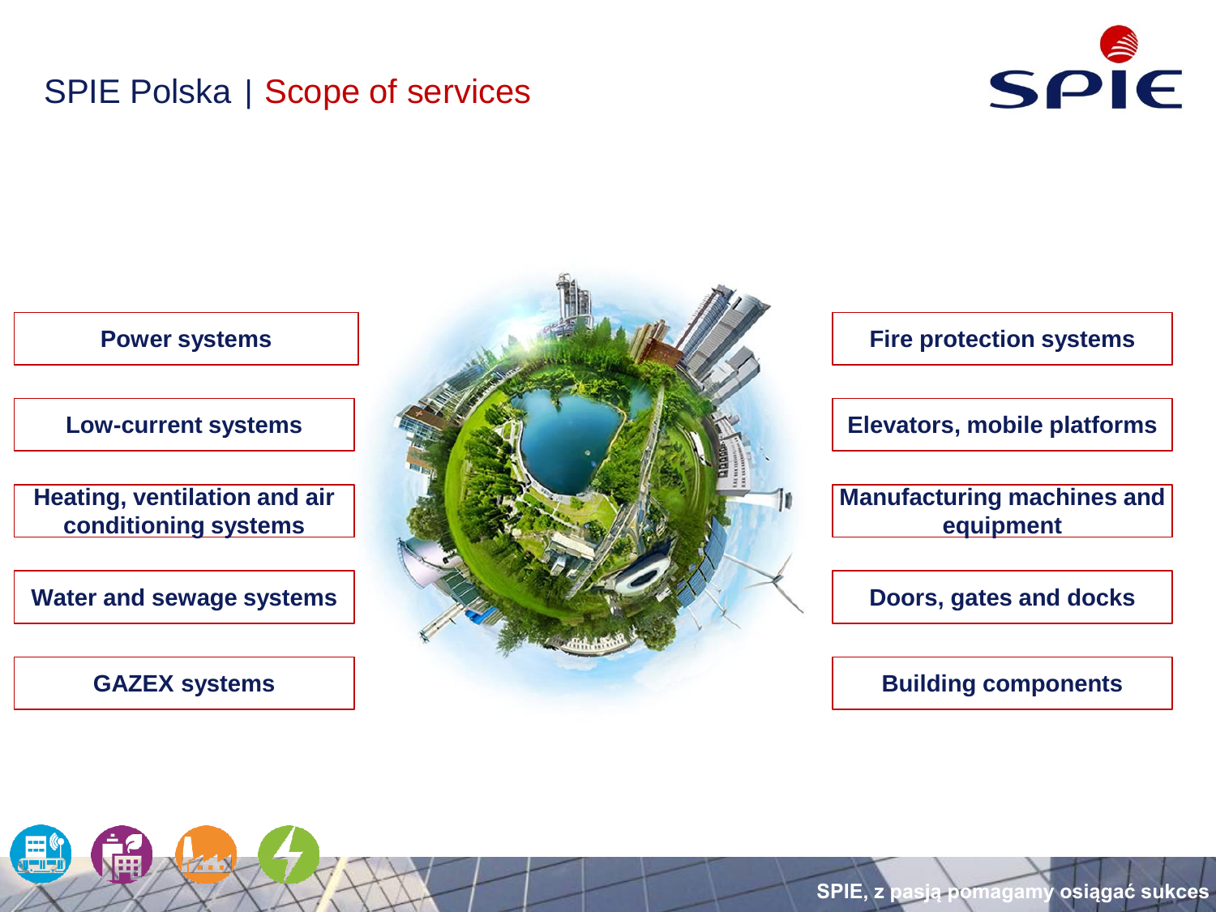# SPIE Polska | Scope of services

- Power systems
- Low-current systems
- Heating, ventilation and air conditioning systems
- Water and sewage systems
- GAZEX systems
- Fire protection systems
- Elevators, mobile platforms
- Manufacturing machines and equipment
- Doors, gates and docks
- Building components

SPIE, z pasją pomagamy osiągać sukces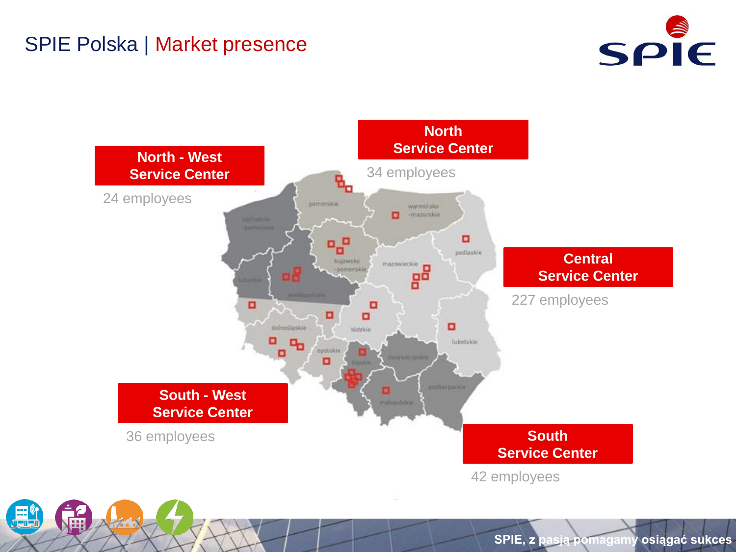# SPIE Polska | Market presence

**North - West Service Center**
24 employees

**North Service Center**
34 employees

**Central Service Center**
227 employees

**South - West Service Center**
36 employees

**South Service Center**
42 employees

pomorskie, warmińsko-mazurskie, zachodnio-pomorskie, kujawsko-pomorskie, podlaskie, mazowieckie, lubuskie, wielkopolskie, łódzkie, dolnośląskie, lubelskie, opolskie, śląskie, świętokrzyskie, podkarpackie, małopolskie

SPIE, z pasją pomagamy osiągać sukces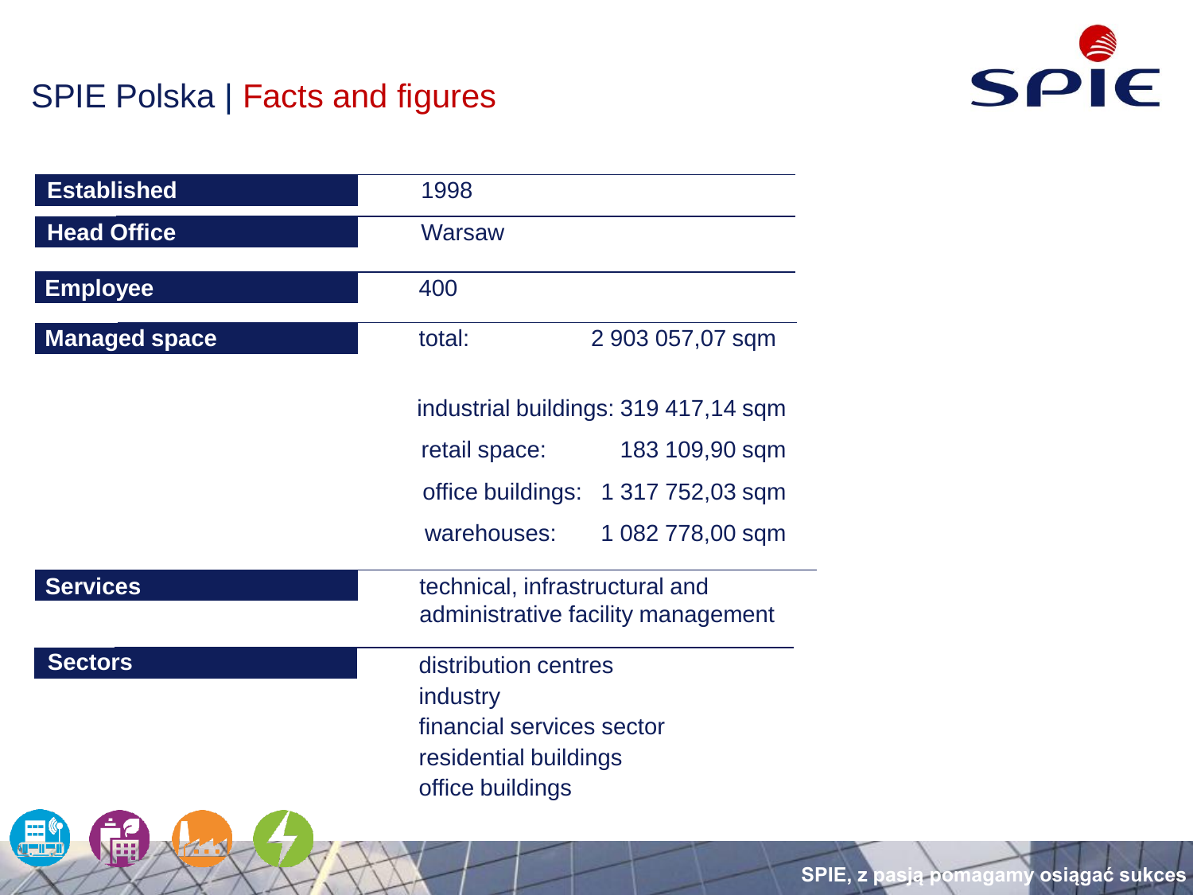# SPIE Polska | Facts and figures

| | | |
|---|---|---|
| **Established** | 1998 | |
| **Head Office** | Warsaw | |
| **Employee** | 400 | |
| **Managed space** | total: | 2 903 057,07 sqm |
| | industrial buildings: | 319 417,14 sqm |
| | retail space: | 183 109,90 sqm |
| | office buildings: | 1 317 752,03 sqm |
| | warehouses: | 1 082 778,00 sqm |
| **Services** | technical, infrastructural and administrative facility management | |
| **Sectors** | distribution centres<br>industry<br>financial services sector<br>residential buildings<br>office buildings | |

SPIE, z pasją pomagamy osiągać sukces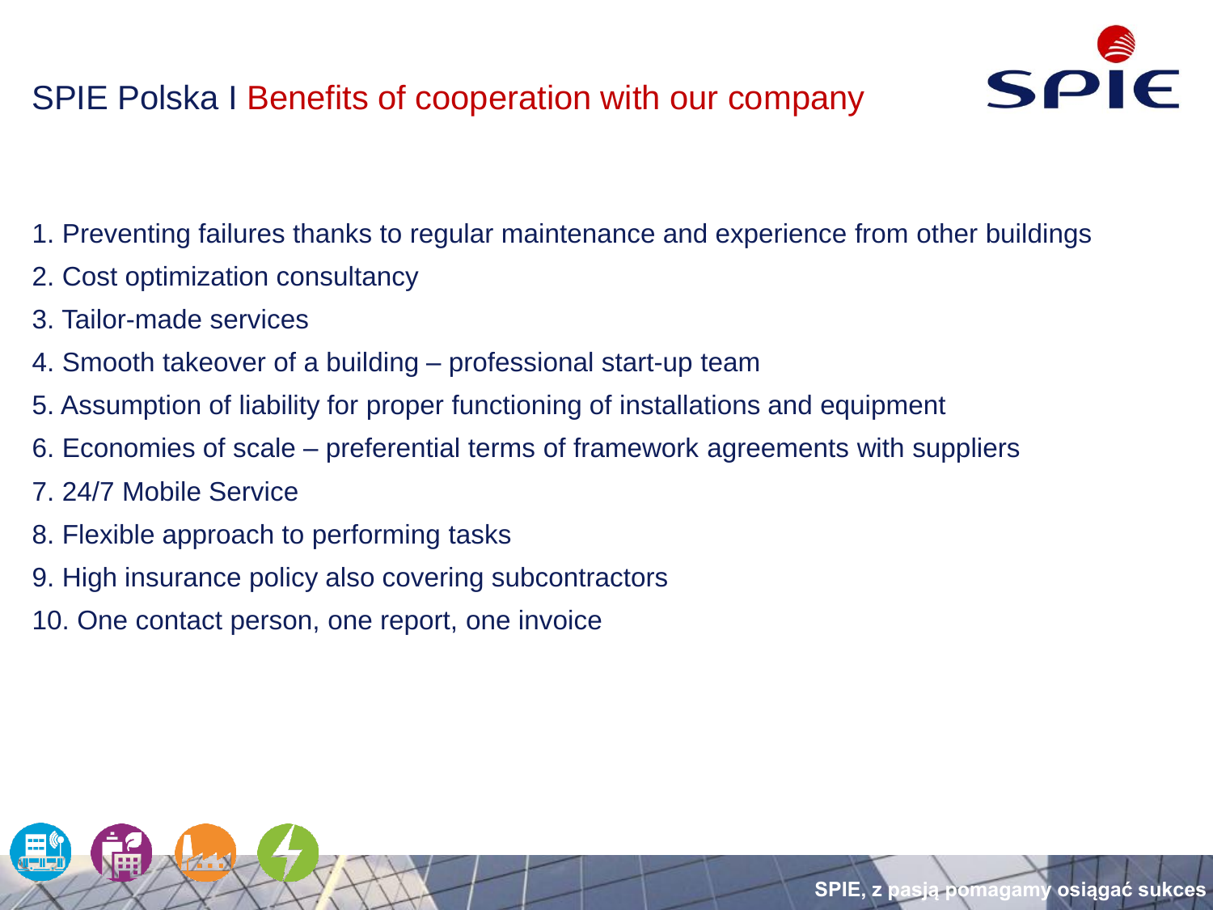# SPIE Polska I Benefits of cooperation with our company

1. Preventing failures thanks to regular maintenance and experience from other buildings
2. Cost optimization consultancy
3. Tailor-made services
4. Smooth takeover of a building – professional start-up team
5. Assumption of liability for proper functioning of installations and equipment
6. Economies of scale – preferential terms of framework agreements with suppliers
7. 24/7 Mobile Service
8. Flexible approach to performing tasks
9. High insurance policy also covering subcontractors
10. One contact person, one report, one invoice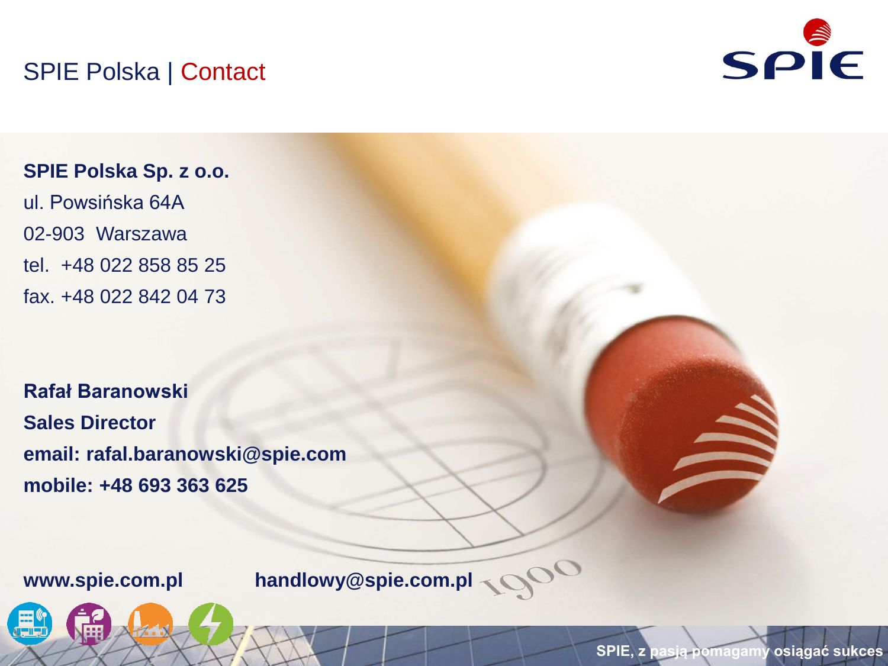# SPIE Polska | Contact

**SPIE Polska Sp. z o.o.**
ul. Powsińska 64A
02-903 Warszawa
tel. +48 022 858 85 25
fax. +48 022 842 04 73

**Rafał Baranowski**
**Sales Director**
**email: rafal.baranowski@spie.com**
**mobile: +48 693 363 625**

**www.spie.com.pl** **handlowy@spie.com.pl**

**SPIE, z pasją pomagamy osiągać sukces**